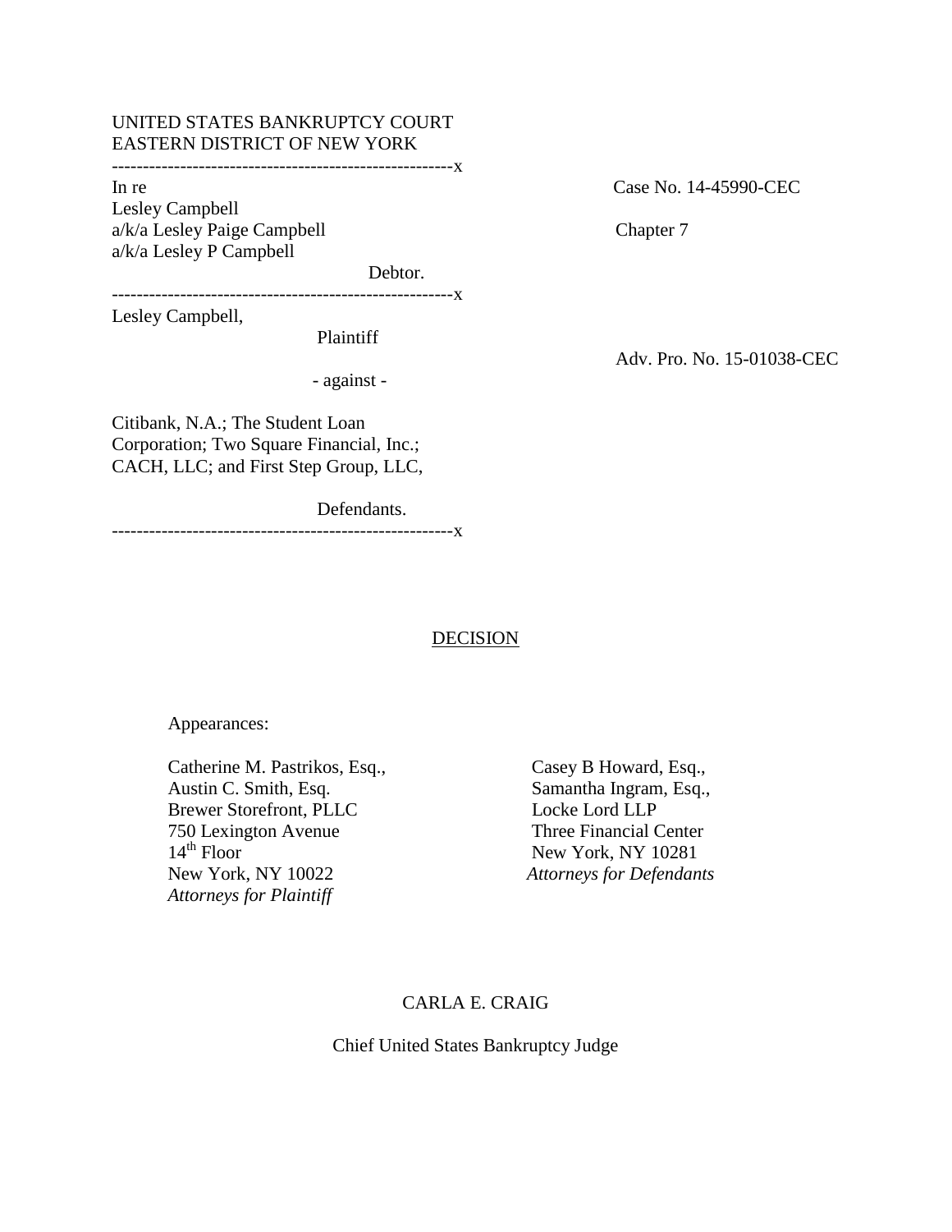UNITED STATES BANKRUPTCY COURT
EASTERN DISTRICT OF NEW YORK

---

In re
Lesley Campbell
a/k/a Lesley Paige Campbell
a/k/a Lesley P Campbell

Debtor.

Case No. 14-45990-CEC

Chapter 7

---

Lesley Campbell,

Plaintiff

- against -

Citibank, N.A.; The Student Loan Corporation; Two Square Financial, Inc.; CACH, LLC; and First Step Group, LLC,

Defendants.

Adv. Pro. No. 15-01038-CEC

---

## DECISION

Appearances:

Catherine M. Pastrikos, Esq.,
Austin C. Smith, Esq.
Brewer Storefront, PLLC
750 Lexington Avenue
14th Floor
New York, NY 10022
*Attorneys for Plaintiff*

Casey B Howard, Esq.,
Samantha Ingram, Esq.,
Locke Lord LLP
Three Financial Center
New York, NY 10281
*Attorneys for Defendants*

CARLA E. CRAIG

Chief United States Bankruptcy Judge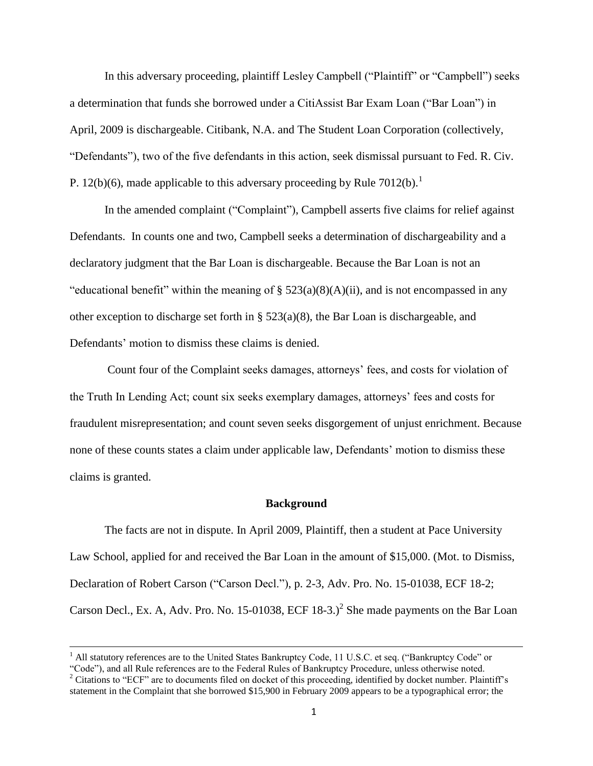In this adversary proceeding, plaintiff Lesley Campbell ("Plaintiff" or "Campbell") seeks a determination that funds she borrowed under a CitiAssist Bar Exam Loan ("Bar Loan") in April, 2009 is dischargeable. Citibank, N.A. and The Student Loan Corporation (collectively, "Defendants"), two of the five defendants in this action, seek dismissal pursuant to Fed. R. Civ. P. 12(b)(6), made applicable to this adversary proceeding by Rule 7012(b).[1]

In the amended complaint ("Complaint"), Campbell asserts five claims for relief against Defendants. In counts one and two, Campbell seeks a determination of dischargeability and a declaratory judgment that the Bar Loan is dischargeable. Because the Bar Loan is not an "educational benefit" within the meaning of § 523(a)(8)(A)(ii), and is not encompassed in any other exception to discharge set forth in § 523(a)(8), the Bar Loan is dischargeable, and Defendants' motion to dismiss these claims is denied.

Count four of the Complaint seeks damages, attorneys' fees, and costs for violation of the Truth In Lending Act; count six seeks exemplary damages, attorneys' fees and costs for fraudulent misrepresentation; and count seven seeks disgorgement of unjust enrichment. Because none of these counts states a claim under applicable law, Defendants' motion to dismiss these claims is granted.

## Background

The facts are not in dispute. In April 2009, Plaintiff, then a student at Pace University Law School, applied for and received the Bar Loan in the amount of $15,000. (Mot. to Dismiss, Declaration of Robert Carson ("Carson Decl."), p. 2-3, Adv. Pro. No. 15-01038, ECF 18-2; Carson Decl., Ex. A, Adv. Pro. No. 15-01038, ECF 18-3.)[2] She made payments on the Bar Loan

---

[1] All statutory references are to the United States Bankruptcy Code, 11 U.S.C. et seq. ("Bankruptcy Code" or "Code"), and all Rule references are to the Federal Rules of Bankruptcy Procedure, unless otherwise noted.

[2] Citations to "ECF" are to documents filed on docket of this proceeding, identified by docket number. Plaintiff's statement in the Complaint that she borrowed $15,900 in February 2009 appears to be a typographical error; the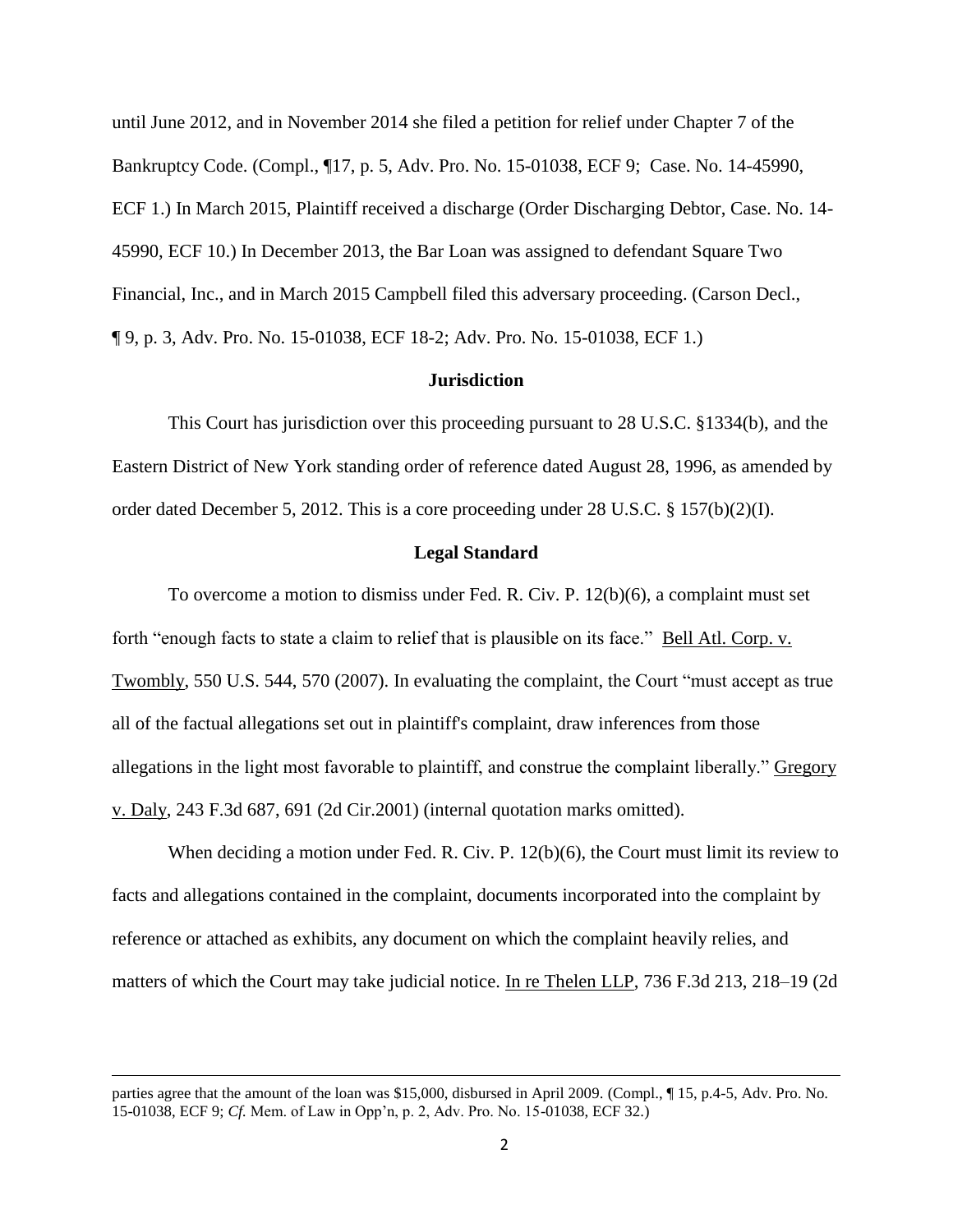until June 2012, and in November 2014 she filed a petition for relief under Chapter 7 of the Bankruptcy Code. (Compl., ¶17, p. 5, Adv. Pro. No. 15-01038, ECF 9; Case. No. 14-45990, ECF 1.) In March 2015, Plaintiff received a discharge (Order Discharging Debtor, Case. No. 14-45990, ECF 10.) In December 2013, the Bar Loan was assigned to defendant Square Two Financial, Inc., and in March 2015 Campbell filed this adversary proceeding. (Carson Decl., ¶ 9, p. 3, Adv. Pro. No. 15-01038, ECF 18-2; Adv. Pro. No. 15-01038, ECF 1.)

## Jurisdiction

This Court has jurisdiction over this proceeding pursuant to 28 U.S.C. §1334(b), and the Eastern District of New York standing order of reference dated August 28, 1996, as amended by order dated December 5, 2012. This is a core proceeding under 28 U.S.C. § 157(b)(2)(I).

## Legal Standard

To overcome a motion to dismiss under Fed. R. Civ. P. 12(b)(6), a complaint must set forth "enough facts to state a claim to relief that is plausible on its face." Bell Atl. Corp. v. Twombly, 550 U.S. 544, 570 (2007). In evaluating the complaint, the Court "must accept as true all of the factual allegations set out in plaintiff's complaint, draw inferences from those allegations in the light most favorable to plaintiff, and construe the complaint liberally." Gregory v. Daly, 243 F.3d 687, 691 (2d Cir.2001) (internal quotation marks omitted).

When deciding a motion under Fed. R. Civ. P. 12(b)(6), the Court must limit its review to facts and allegations contained in the complaint, documents incorporated into the complaint by reference or attached as exhibits, any document on which the complaint heavily relies, and matters of which the Court may take judicial notice. In re Thelen LLP, 736 F.3d 213, 218–19 (2d

parties agree that the amount of the loan was $15,000, disbursed in April 2009. (Compl., ¶ 15, p.4-5, Adv. Pro. No. 15-01038, ECF 9; *Cf.* Mem. of Law in Opp'n, p. 2, Adv. Pro. No. 15-01038, ECF 32.)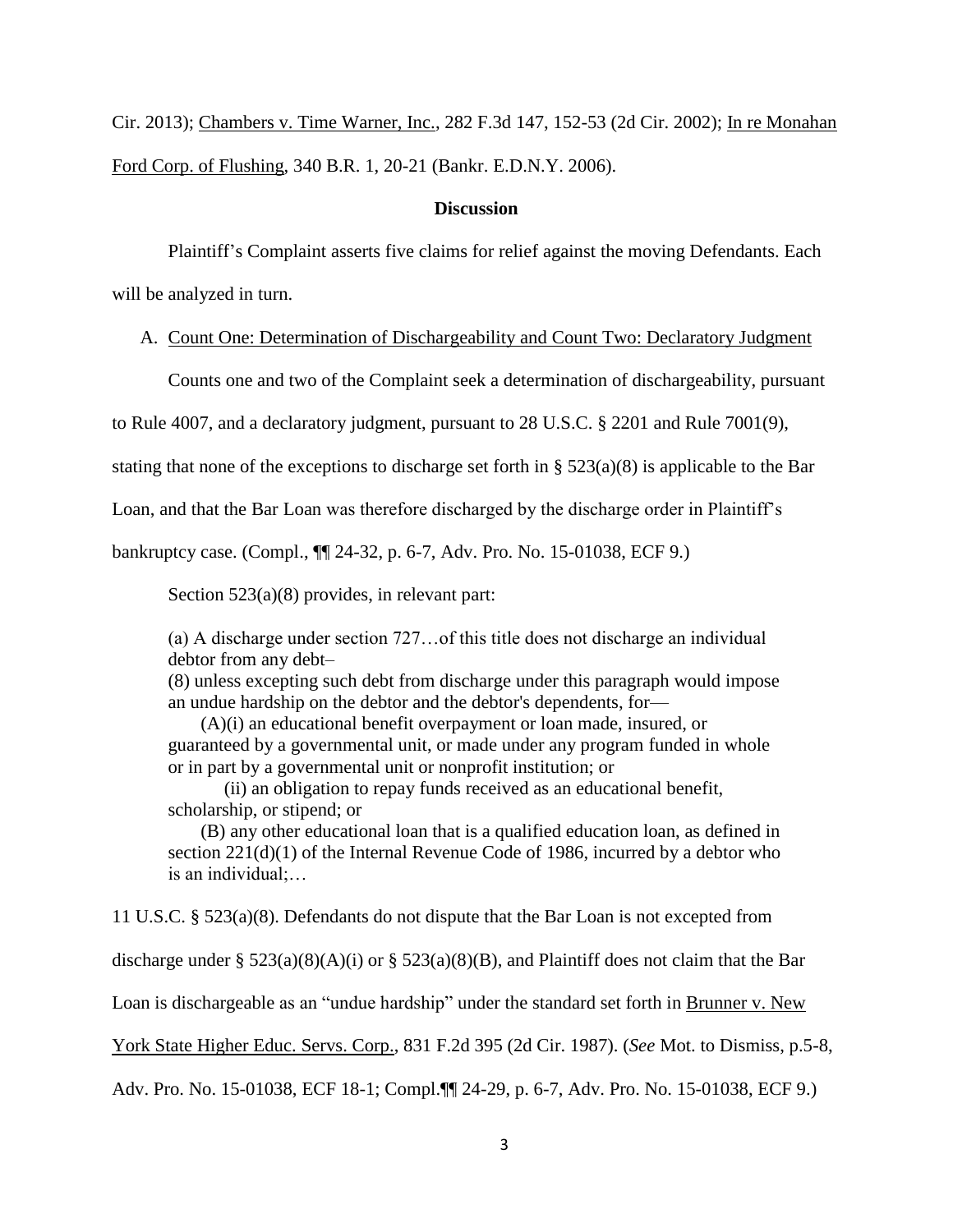Cir. 2013); Chambers v. Time Warner, Inc., 282 F.3d 147, 152-53 (2d Cir. 2002); In re Monahan Ford Corp. of Flushing, 340 B.R. 1, 20-21 (Bankr. E.D.N.Y. 2006).

**Discussion**

Plaintiff's Complaint asserts five claims for relief against the moving Defendants. Each will be analyzed in turn.

A. Count One: Determination of Dischargeability and Count Two: Declaratory Judgment

Counts one and two of the Complaint seek a determination of dischargeability, pursuant to Rule 4007, and a declaratory judgment, pursuant to 28 U.S.C. § 2201 and Rule 7001(9), stating that none of the exceptions to discharge set forth in § 523(a)(8) is applicable to the Bar Loan, and that the Bar Loan was therefore discharged by the discharge order in Plaintiff's bankruptcy case. (Compl., ¶¶ 24-32, p. 6-7, Adv. Pro. No. 15-01038, ECF 9.)

Section 523(a)(8) provides, in relevant part:

> (a) A discharge under section 727…of this title does not discharge an individual debtor from any debt–
>
> (8) unless excepting such debt from discharge under this paragraph would impose an undue hardship on the debtor and the debtor's dependents, for—
>
> (A)(i) an educational benefit overpayment or loan made, insured, or guaranteed by a governmental unit, or made under any program funded in whole or in part by a governmental unit or nonprofit institution; or
>
> (ii) an obligation to repay funds received as an educational benefit, scholarship, or stipend; or
>
> (B) any other educational loan that is a qualified education loan, as defined in section 221(d)(1) of the Internal Revenue Code of 1986, incurred by a debtor who is an individual;…

11 U.S.C. § 523(a)(8). Defendants do not dispute that the Bar Loan is not excepted from discharge under § 523(a)(8)(A)(i) or § 523(a)(8)(B), and Plaintiff does not claim that the Bar Loan is dischargeable as an "undue hardship" under the standard set forth in Brunner v. New York State Higher Educ. Servs. Corp., 831 F.2d 395 (2d Cir. 1987). (*See* Mot. to Dismiss, p.5-8, Adv. Pro. No. 15-01038, ECF 18-1; Compl.¶¶ 24-29, p. 6-7, Adv. Pro. No. 15-01038, ECF 9.)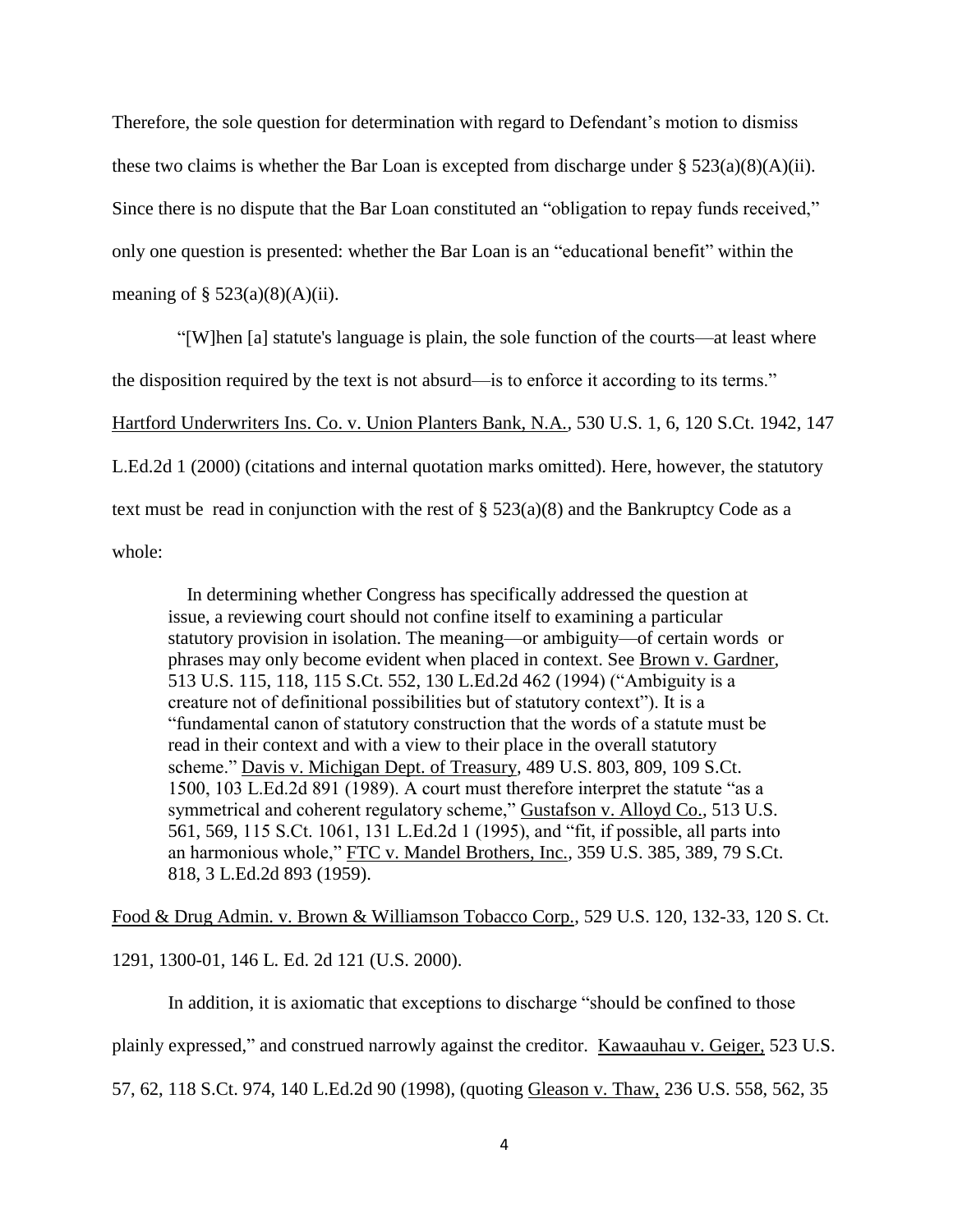Therefore, the sole question for determination with regard to Defendant's motion to dismiss these two claims is whether the Bar Loan is excepted from discharge under § 523(a)(8)(A)(ii). Since there is no dispute that the Bar Loan constituted an "obligation to repay funds received," only one question is presented: whether the Bar Loan is an "educational benefit" within the meaning of § 523(a)(8)(A)(ii).

"[W]hen [a] statute's language is plain, the sole function of the courts—at least where the disposition required by the text is not absurd—is to enforce it according to its terms." Hartford Underwriters Ins. Co. v. Union Planters Bank, N.A., 530 U.S. 1, 6, 120 S.Ct. 1942, 147 L.Ed.2d 1 (2000) (citations and internal quotation marks omitted). Here, however, the statutory text must be read in conjunction with the rest of § 523(a)(8) and the Bankruptcy Code as a whole:

> In determining whether Congress has specifically addressed the question at issue, a reviewing court should not confine itself to examining a particular statutory provision in isolation. The meaning—or ambiguity—of certain words or phrases may only become evident when placed in context. See Brown v. Gardner, 513 U.S. 115, 118, 115 S.Ct. 552, 130 L.Ed.2d 462 (1994) ("Ambiguity is a creature not of definitional possibilities but of statutory context"). It is a "fundamental canon of statutory construction that the words of a statute must be read in their context and with a view to their place in the overall statutory scheme." Davis v. Michigan Dept. of Treasury, 489 U.S. 803, 809, 109 S.Ct. 1500, 103 L.Ed.2d 891 (1989). A court must therefore interpret the statute "as a symmetrical and coherent regulatory scheme," Gustafson v. Alloyd Co., 513 U.S. 561, 569, 115 S.Ct. 1061, 131 L.Ed.2d 1 (1995), and "fit, if possible, all parts into an harmonious whole," FTC v. Mandel Brothers, Inc., 359 U.S. 385, 389, 79 S.Ct. 818, 3 L.Ed.2d 893 (1959).

Food & Drug Admin. v. Brown & Williamson Tobacco Corp., 529 U.S. 120, 132-33, 120 S. Ct. 1291, 1300-01, 146 L. Ed. 2d 121 (U.S. 2000).

In addition, it is axiomatic that exceptions to discharge "should be confined to those plainly expressed," and construed narrowly against the creditor. Kawaauhau v. Geiger, 523 U.S. 57, 62, 118 S.Ct. 974, 140 L.Ed.2d 90 (1998), (quoting Gleason v. Thaw, 236 U.S. 558, 562, 35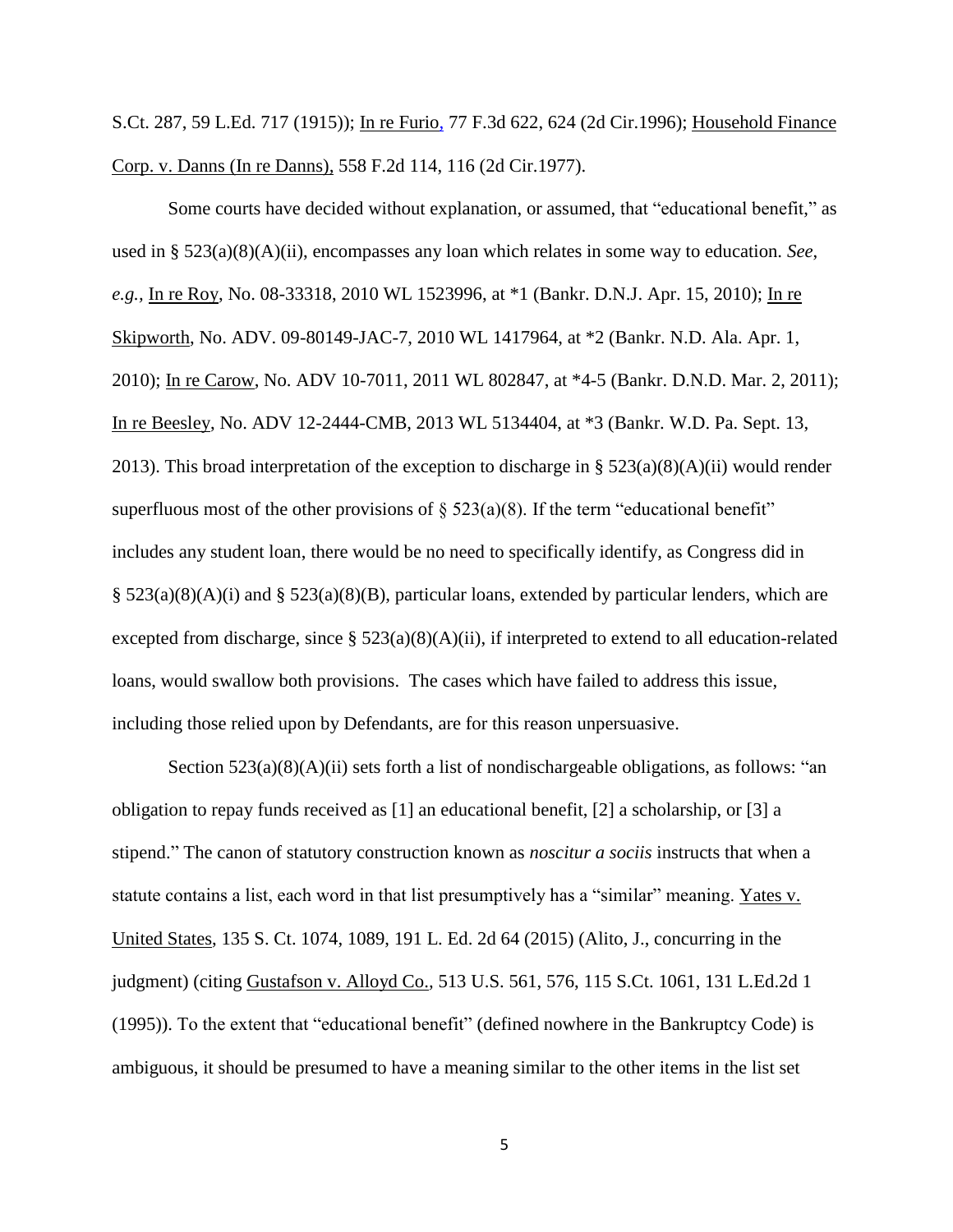S.Ct. 287, 59 L.Ed. 717 (1915)); In re Furio, 77 F.3d 622, 624 (2d Cir.1996); Household Finance Corp. v. Danns (In re Danns), 558 F.2d 114, 116 (2d Cir.1977).

Some courts have decided without explanation, or assumed, that "educational benefit," as used in § 523(a)(8)(A)(ii), encompasses any loan which relates in some way to education. *See*, *e.g.*, In re Roy, No. 08-33318, 2010 WL 1523996, at *1 (Bankr. D.N.J. Apr. 15, 2010); In re Skipworth, No. ADV. 09-80149-JAC-7, 2010 WL 1417964, at *2 (Bankr. N.D. Ala. Apr. 1, 2010); In re Carow, No. ADV 10-7011, 2011 WL 802847, at *4-5 (Bankr. D.N.D. Mar. 2, 2011); In re Beesley, No. ADV 12-2444-CMB, 2013 WL 5134404, at *3 (Bankr. W.D. Pa. Sept. 13, 2013). This broad interpretation of the exception to discharge in § 523(a)(8)(A)(ii) would render superfluous most of the other provisions of § 523(a)(8). If the term "educational benefit" includes any student loan, there would be no need to specifically identify, as Congress did in § 523(a)(8)(A)(i) and § 523(a)(8)(B), particular loans, extended by particular lenders, which are excepted from discharge, since § 523(a)(8)(A)(ii), if interpreted to extend to all education-related loans, would swallow both provisions. The cases which have failed to address this issue, including those relied upon by Defendants, are for this reason unpersuasive.

Section 523(a)(8)(A)(ii) sets forth a list of nondischargeable obligations, as follows: "an obligation to repay funds received as [1] an educational benefit, [2] a scholarship, or [3] a stipend." The canon of statutory construction known as *noscitur a sociis* instructs that when a statute contains a list, each word in that list presumptively has a "similar" meaning. Yates v. United States, 135 S. Ct. 1074, 1089, 191 L. Ed. 2d 64 (2015) (Alito, J., concurring in the judgment) (citing Gustafson v. Alloyd Co., 513 U.S. 561, 576, 115 S.Ct. 1061, 131 L.Ed.2d 1 (1995)). To the extent that "educational benefit" (defined nowhere in the Bankruptcy Code) is ambiguous, it should be presumed to have a meaning similar to the other items in the list set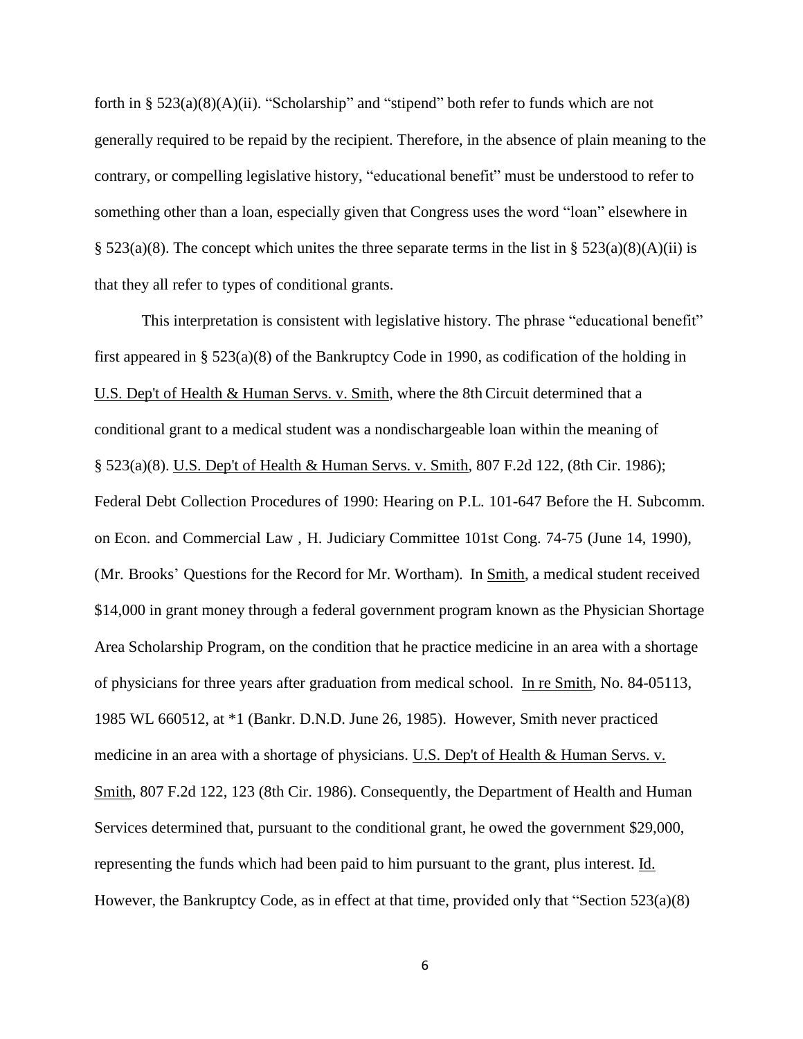forth in § 523(a)(8)(A)(ii). "Scholarship" and "stipend" both refer to funds which are not generally required to be repaid by the recipient. Therefore, in the absence of plain meaning to the contrary, or compelling legislative history, "educational benefit" must be understood to refer to something other than a loan, especially given that Congress uses the word "loan" elsewhere in § 523(a)(8). The concept which unites the three separate terms in the list in § 523(a)(8)(A)(ii) is that they all refer to types of conditional grants.

This interpretation is consistent with legislative history. The phrase "educational benefit" first appeared in § 523(a)(8) of the Bankruptcy Code in 1990, as codification of the holding in U.S. Dep't of Health & Human Servs. v. Smith, where the 8th Circuit determined that a conditional grant to a medical student was a nondischargeable loan within the meaning of § 523(a)(8). U.S. Dep't of Health & Human Servs. v. Smith, 807 F.2d 122, (8th Cir. 1986); Federal Debt Collection Procedures of 1990: Hearing on P.L. 101-647 Before the H. Subcomm. on Econ. and Commercial Law , H. Judiciary Committee 101st Cong. 74-75 (June 14, 1990), (Mr. Brooks' Questions for the Record for Mr. Wortham). In Smith, a medical student received $14,000 in grant money through a federal government program known as the Physician Shortage Area Scholarship Program, on the condition that he practice medicine in an area with a shortage of physicians for three years after graduation from medical school. In re Smith, No. 84-05113, 1985 WL 660512, at *1 (Bankr. D.N.D. June 26, 1985). However, Smith never practiced medicine in an area with a shortage of physicians. U.S. Dep't of Health & Human Servs. v. Smith, 807 F.2d 122, 123 (8th Cir. 1986). Consequently, the Department of Health and Human Services determined that, pursuant to the conditional grant, he owed the government $29,000, representing the funds which had been paid to him pursuant to the grant, plus interest. Id. However, the Bankruptcy Code, as in effect at that time, provided only that "Section 523(a)(8)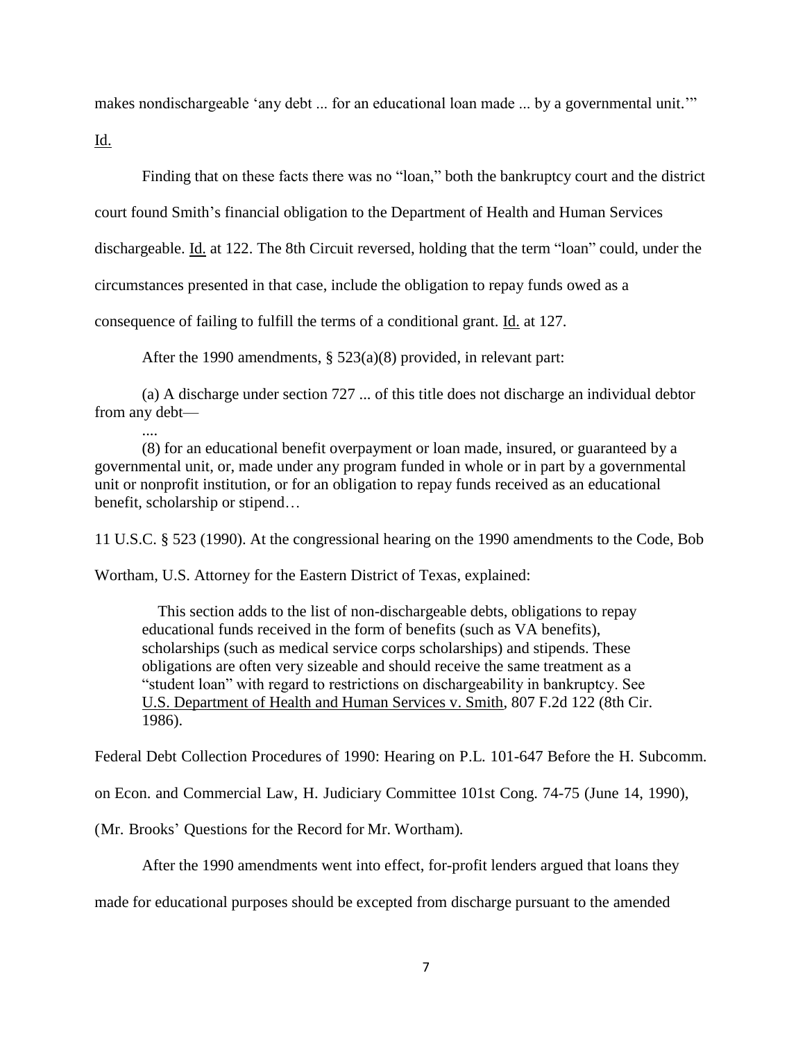makes nondischargeable 'any debt ... for an educational loan made ... by a governmental unit.'" Id.

Finding that on these facts there was no "loan," both the bankruptcy court and the district court found Smith's financial obligation to the Department of Health and Human Services dischargeable. Id. at 122. The 8th Circuit reversed, holding that the term "loan" could, under the circumstances presented in that case, include the obligation to repay funds owed as a consequence of failing to fulfill the terms of a conditional grant. Id. at 127.

After the 1990 amendments, § 523(a)(8) provided, in relevant part:

> (a) A discharge under section 727 ... of this title does not discharge an individual debtor from any debt—
>
> ....
>
> (8) for an educational benefit overpayment or loan made, insured, or guaranteed by a governmental unit, or, made under any program funded in whole or in part by a governmental unit or nonprofit institution, or for an obligation to repay funds received as an educational benefit, scholarship or stipend…

11 U.S.C. § 523 (1990). At the congressional hearing on the 1990 amendments to the Code, Bob Wortham, U.S. Attorney for the Eastern District of Texas, explained:

> This section adds to the list of non-dischargeable debts, obligations to repay educational funds received in the form of benefits (such as VA benefits), scholarships (such as medical service corps scholarships) and stipends. These obligations are often very sizeable and should receive the same treatment as a "student loan" with regard to restrictions on dischargeability in bankruptcy. See U.S. Department of Health and Human Services v. Smith, 807 F.2d 122 (8th Cir. 1986).

Federal Debt Collection Procedures of 1990: Hearing on P.L. 101-647 Before the H. Subcomm. on Econ. and Commercial Law, H. Judiciary Committee 101st Cong. 74-75 (June 14, 1990), (Mr. Brooks' Questions for the Record for Mr. Wortham).

After the 1990 amendments went into effect, for-profit lenders argued that loans they made for educational purposes should be excepted from discharge pursuant to the amended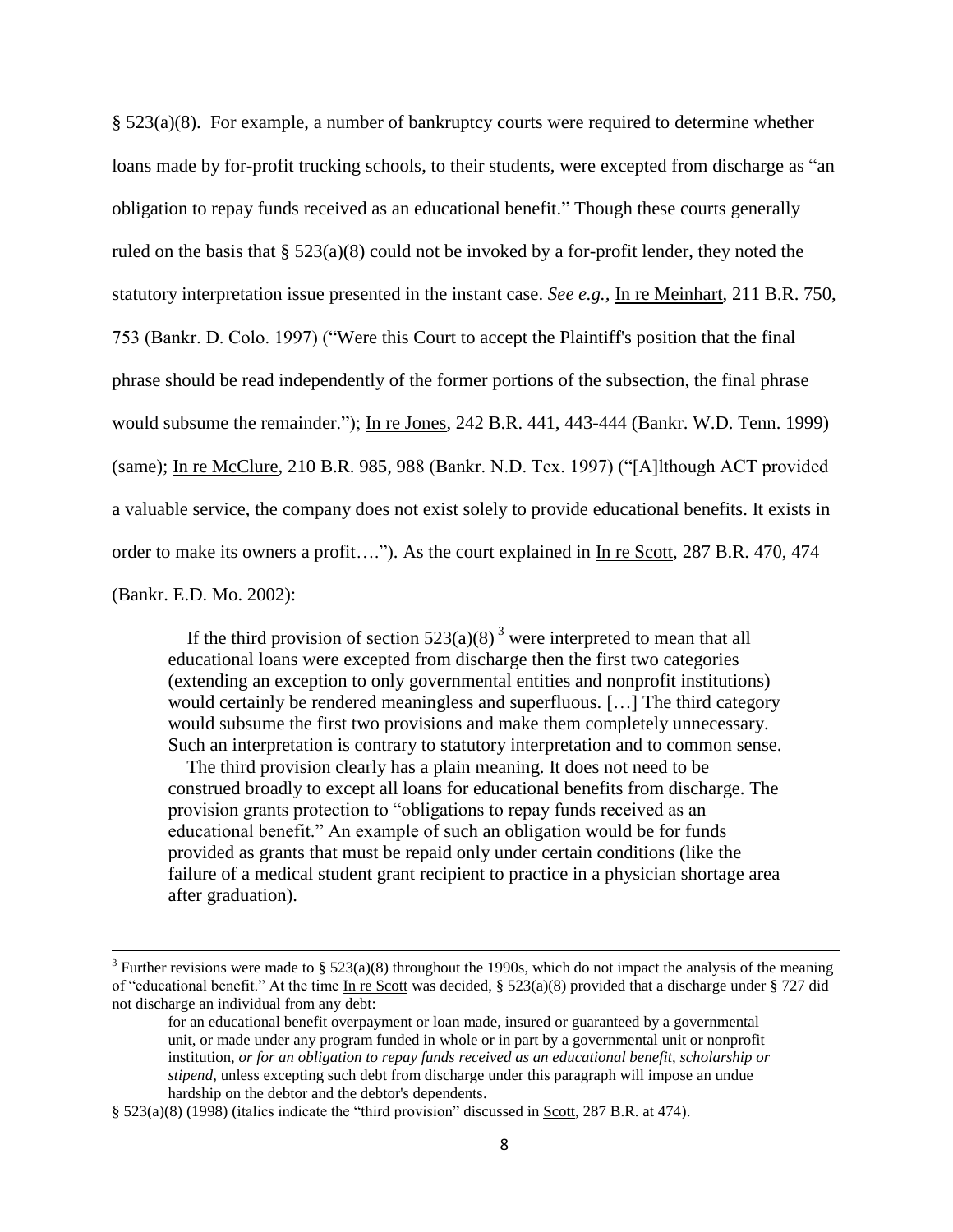§ 523(a)(8). For example, a number of bankruptcy courts were required to determine whether loans made by for-profit trucking schools, to their students, were excepted from discharge as "an obligation to repay funds received as an educational benefit." Though these courts generally ruled on the basis that § 523(a)(8) could not be invoked by a for-profit lender, they noted the statutory interpretation issue presented in the instant case. *See e.g.*, In re Meinhart, 211 B.R. 750, 753 (Bankr. D. Colo. 1997) ("Were this Court to accept the Plaintiff's position that the final phrase should be read independently of the former portions of the subsection, the final phrase would subsume the remainder."); In re Jones, 242 B.R. 441, 443-444 (Bankr. W.D. Tenn. 1999) (same); In re McClure, 210 B.R. 985, 988 (Bankr. N.D. Tex. 1997) ("[A]lthough ACT provided a valuable service, the company does not exist solely to provide educational benefits. It exists in order to make its owners a profit…."). As the court explained in In re Scott, 287 B.R. 470, 474 (Bankr. E.D. Mo. 2002):

> If the third provision of section 523(a)(8) [3] were interpreted to mean that all educational loans were excepted from discharge then the first two categories (extending an exception to only governmental entities and nonprofit institutions) would certainly be rendered meaningless and superfluous. […] The third category would subsume the first two provisions and make them completely unnecessary. Such an interpretation is contrary to statutory interpretation and to common sense.
>
> The third provision clearly has a plain meaning. It does not need to be construed broadly to except all loans for educational benefits from discharge. The provision grants protection to "obligations to repay funds received as an educational benefit." An example of such an obligation would be for funds provided as grants that must be repaid only under certain conditions (like the failure of a medical student grant recipient to practice in a physician shortage area after graduation).

---

[3] Further revisions were made to § 523(a)(8) throughout the 1990s, which do not impact the analysis of the meaning of "educational benefit." At the time In re Scott was decided, § 523(a)(8) provided that a discharge under § 727 did not discharge an individual from any debt:

> for an educational benefit overpayment or loan made, insured or guaranteed by a governmental unit, or made under any program funded in whole or in part by a governmental unit or nonprofit institution, *or for an obligation to repay funds received as an educational benefit, scholarship or stipend*, unless excepting such debt from discharge under this paragraph will impose an undue hardship on the debtor and the debtor's dependents.

§ 523(a)(8) (1998) (italics indicate the "third provision" discussed in Scott, 287 B.R. at 474).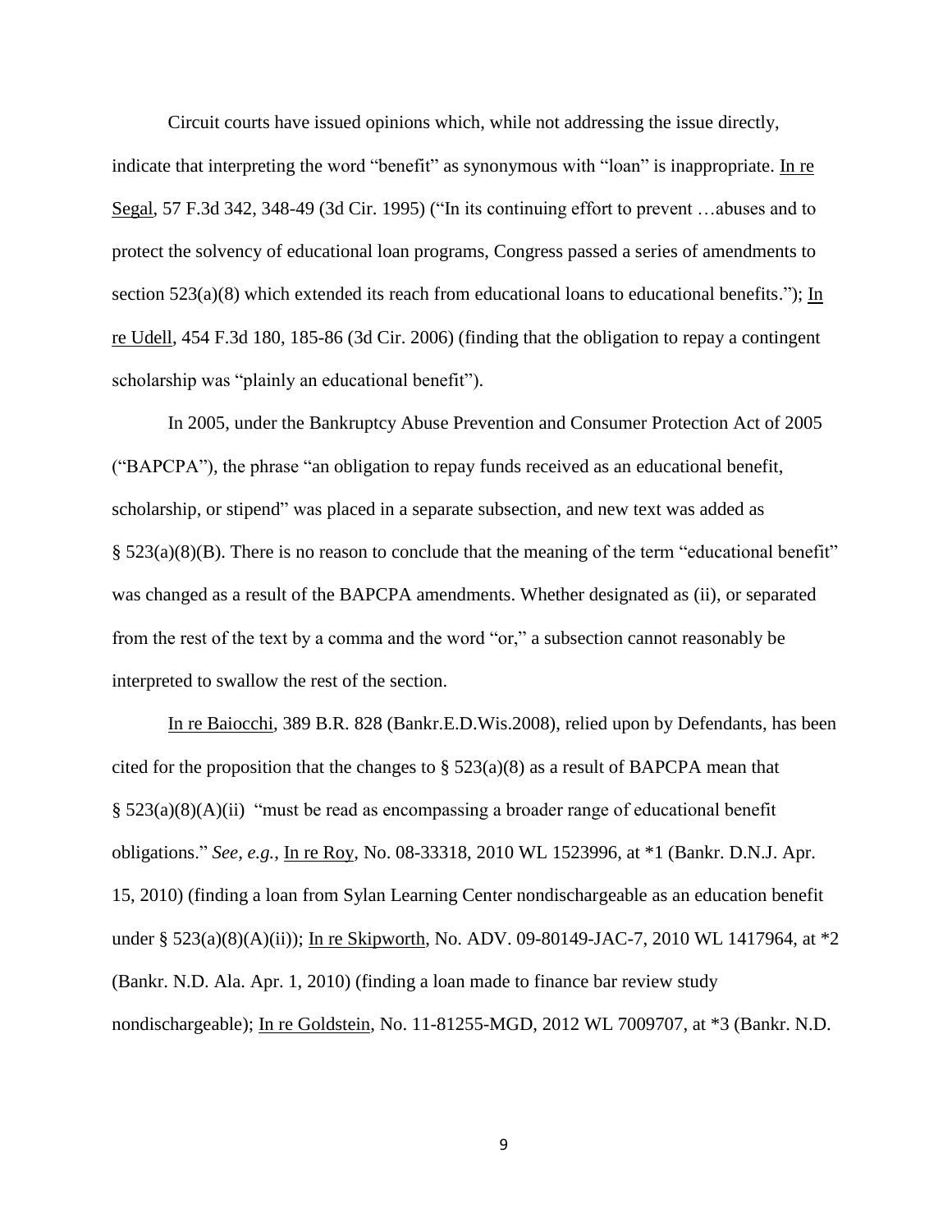Circuit courts have issued opinions which, while not addressing the issue directly, indicate that interpreting the word "benefit" as synonymous with "loan" is inappropriate. In re Segal, 57 F.3d 342, 348-49 (3d Cir. 1995) ("In its continuing effort to prevent …abuses and to protect the solvency of educational loan programs, Congress passed a series of amendments to section 523(a)(8) which extended its reach from educational loans to educational benefits."); In re Udell, 454 F.3d 180, 185-86 (3d Cir. 2006) (finding that the obligation to repay a contingent scholarship was "plainly an educational benefit").

In 2005, under the Bankruptcy Abuse Prevention and Consumer Protection Act of 2005 ("BAPCPA"), the phrase "an obligation to repay funds received as an educational benefit, scholarship, or stipend" was placed in a separate subsection, and new text was added as § 523(a)(8)(B). There is no reason to conclude that the meaning of the term "educational benefit" was changed as a result of the BAPCPA amendments. Whether designated as (ii), or separated from the rest of the text by a comma and the word "or," a subsection cannot reasonably be interpreted to swallow the rest of the section.

In re Baiocchi, 389 B.R. 828 (Bankr.E.D.Wis.2008), relied upon by Defendants, has been cited for the proposition that the changes to § 523(a)(8) as a result of BAPCPA mean that § 523(a)(8)(A)(ii) "must be read as encompassing a broader range of educational benefit obligations." *See, e.g.*, In re Roy, No. 08-33318, 2010 WL 1523996, at *1 (Bankr. D.N.J. Apr. 15, 2010) (finding a loan from Sylan Learning Center nondischargeable as an education benefit under § 523(a)(8)(A)(ii)); In re Skipworth, No. ADV. 09-80149-JAC-7, 2010 WL 1417964, at *2 (Bankr. N.D. Ala. Apr. 1, 2010) (finding a loan made to finance bar review study nondischargeable); In re Goldstein, No. 11-81255-MGD, 2012 WL 7009707, at *3 (Bankr. N.D.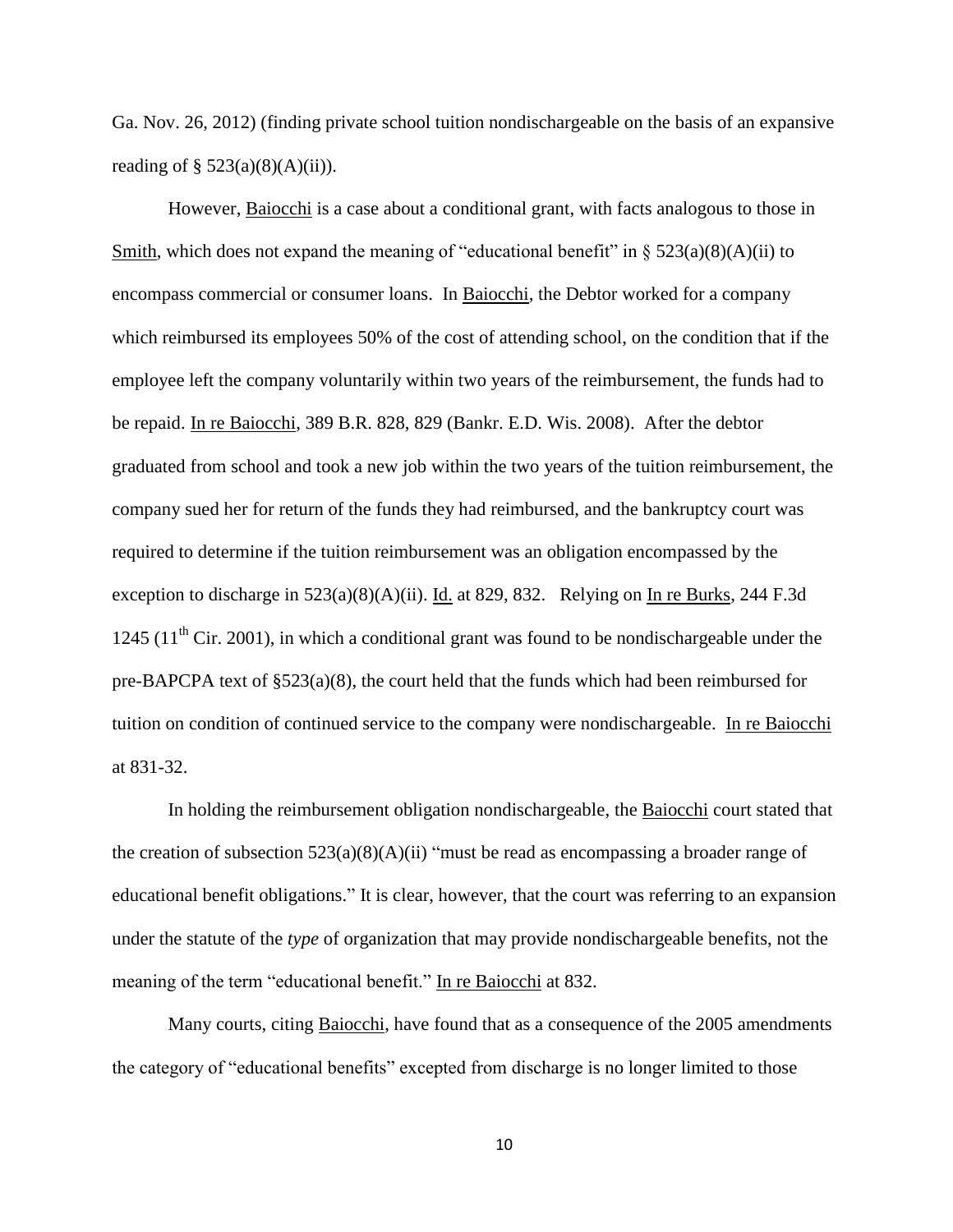Ga. Nov. 26, 2012) (finding private school tuition nondischargeable on the basis of an expansive reading of § 523(a)(8)(A)(ii)).

However, Baiocchi is a case about a conditional grant, with facts analogous to those in Smith, which does not expand the meaning of "educational benefit" in § 523(a)(8)(A)(ii) to encompass commercial or consumer loans. In Baiocchi, the Debtor worked for a company which reimbursed its employees 50% of the cost of attending school, on the condition that if the employee left the company voluntarily within two years of the reimbursement, the funds had to be repaid. In re Baiocchi, 389 B.R. 828, 829 (Bankr. E.D. Wis. 2008). After the debtor graduated from school and took a new job within the two years of the tuition reimbursement, the company sued her for return of the funds they had reimbursed, and the bankruptcy court was required to determine if the tuition reimbursement was an obligation encompassed by the exception to discharge in 523(a)(8)(A)(ii). Id. at 829, 832. Relying on In re Burks, 244 F.3d 1245 (11th Cir. 2001), in which a conditional grant was found to be nondischargeable under the pre-BAPCPA text of §523(a)(8), the court held that the funds which had been reimbursed for tuition on condition of continued service to the company were nondischargeable. In re Baiocchi at 831-32.

In holding the reimbursement obligation nondischargeable, the Baiocchi court stated that the creation of subsection 523(a)(8)(A)(ii) "must be read as encompassing a broader range of educational benefit obligations." It is clear, however, that the court was referring to an expansion under the statute of the *type* of organization that may provide nondischargeable benefits, not the meaning of the term "educational benefit." In re Baiocchi at 832.

Many courts, citing Baiocchi, have found that as a consequence of the 2005 amendments the category of "educational benefits" excepted from discharge is no longer limited to those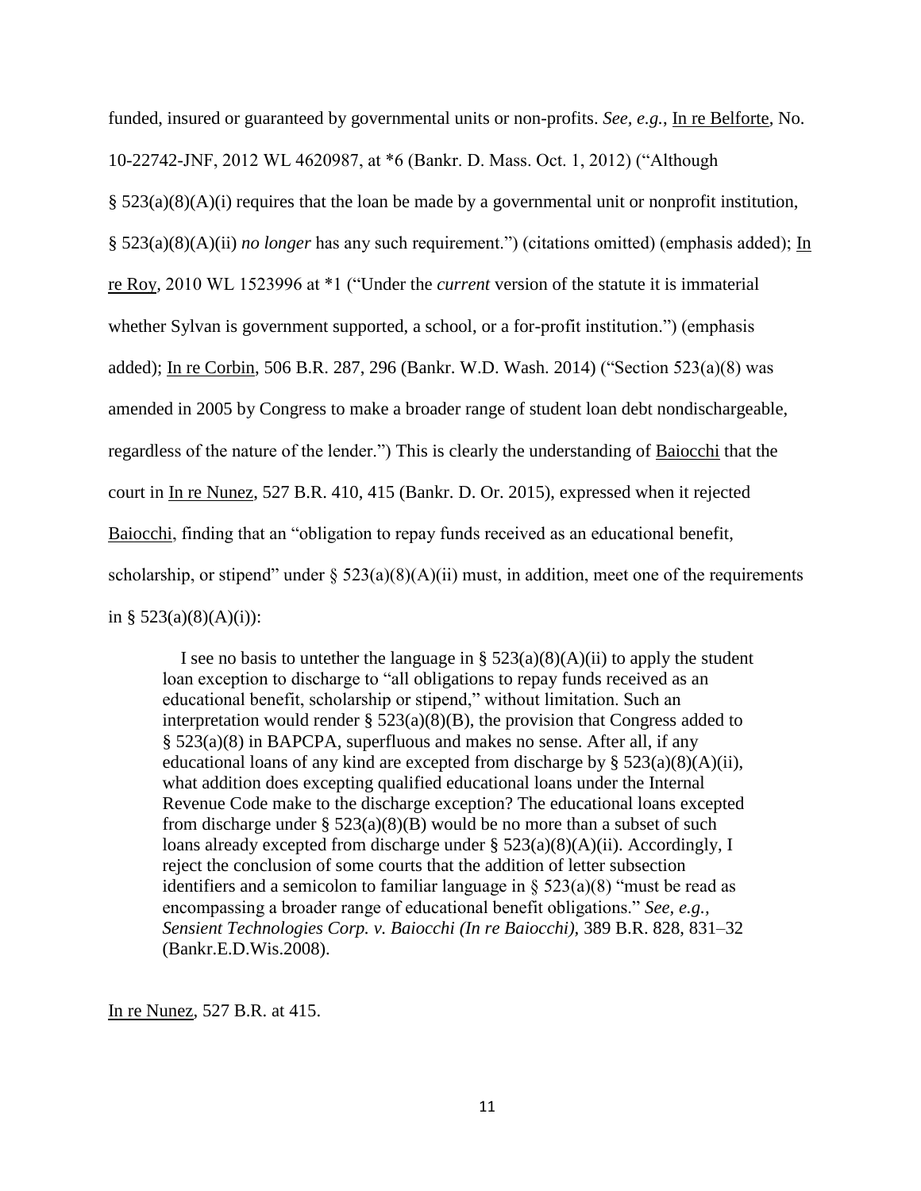funded, insured or guaranteed by governmental units or non-profits. *See, e.g.*, In re Belforte, No. 10-22742-JNF, 2012 WL 4620987, at *6 (Bankr. D. Mass. Oct. 1, 2012) ("Although § 523(a)(8)(A)(i) requires that the loan be made by a governmental unit or nonprofit institution, § 523(a)(8)(A)(ii) *no longer* has any such requirement.") (citations omitted) (emphasis added); In re Roy, 2010 WL 1523996 at *1 ("Under the *current* version of the statute it is immaterial whether Sylvan is government supported, a school, or a for-profit institution.") (emphasis added); In re Corbin, 506 B.R. 287, 296 (Bankr. W.D. Wash. 2014) ("Section 523(a)(8) was amended in 2005 by Congress to make a broader range of student loan debt nondischargeable, regardless of the nature of the lender.") This is clearly the understanding of Baiocchi that the court in In re Nunez, 527 B.R. 410, 415 (Bankr. D. Or. 2015), expressed when it rejected Baiocchi, finding that an "obligation to repay funds received as an educational benefit, scholarship, or stipend" under § 523(a)(8)(A)(ii) must, in addition, meet one of the requirements in § 523(a)(8)(A)(i)):

> I see no basis to untether the language in § 523(a)(8)(A)(ii) to apply the student loan exception to discharge to "all obligations to repay funds received as an educational benefit, scholarship or stipend," without limitation. Such an interpretation would render § 523(a)(8)(B), the provision that Congress added to § 523(a)(8) in BAPCPA, superfluous and makes no sense. After all, if any educational loans of any kind are excepted from discharge by § 523(a)(8)(A)(ii), what addition does excepting qualified educational loans under the Internal Revenue Code make to the discharge exception? The educational loans excepted from discharge under § 523(a)(8)(B) would be no more than a subset of such loans already excepted from discharge under § 523(a)(8)(A)(ii). Accordingly, I reject the conclusion of some courts that the addition of letter subsection identifiers and a semicolon to familiar language in § 523(a)(8) "must be read as encompassing a broader range of educational benefit obligations." *See, e.g., Sensient Technologies Corp. v. Baiocchi (In re Baiocchi),* 389 B.R. 828, 831–32 (Bankr.E.D.Wis.2008).

In re Nunez, 527 B.R. at 415.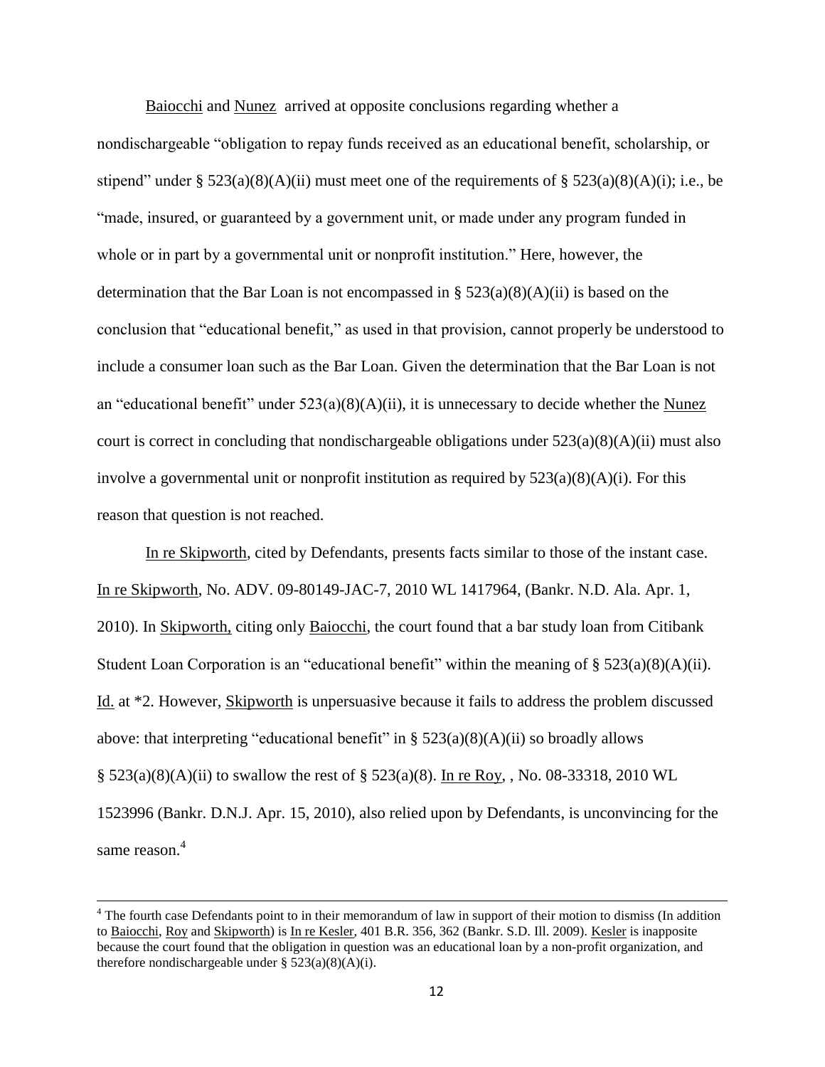Baiocchi and Nunez arrived at opposite conclusions regarding whether a nondischargeable "obligation to repay funds received as an educational benefit, scholarship, or stipend" under § 523(a)(8)(A)(ii) must meet one of the requirements of § 523(a)(8)(A)(i); i.e., be "made, insured, or guaranteed by a government unit, or made under any program funded in whole or in part by a governmental unit or nonprofit institution." Here, however, the determination that the Bar Loan is not encompassed in § 523(a)(8)(A)(ii) is based on the conclusion that "educational benefit," as used in that provision, cannot properly be understood to include a consumer loan such as the Bar Loan. Given the determination that the Bar Loan is not an "educational benefit" under 523(a)(8)(A)(ii), it is unnecessary to decide whether the Nunez court is correct in concluding that nondischargeable obligations under 523(a)(8)(A)(ii) must also involve a governmental unit or nonprofit institution as required by 523(a)(8)(A)(i). For this reason that question is not reached.

In re Skipworth, cited by Defendants, presents facts similar to those of the instant case. In re Skipworth, No. ADV. 09-80149-JAC-7, 2010 WL 1417964, (Bankr. N.D. Ala. Apr. 1, 2010). In Skipworth, citing only Baiocchi, the court found that a bar study loan from Citibank Student Loan Corporation is an "educational benefit" within the meaning of § 523(a)(8)(A)(ii). Id. at *2. However, Skipworth is unpersuasive because it fails to address the problem discussed above: that interpreting "educational benefit" in § 523(a)(8)(A)(ii) so broadly allows § 523(a)(8)(A)(ii) to swallow the rest of § 523(a)(8). In re Roy, , No. 08-33318, 2010 WL 1523996 (Bankr. D.N.J. Apr. 15, 2010), also relied upon by Defendants, is unconvincing for the same reason.[4]

---

[4] The fourth case Defendants point to in their memorandum of law in support of their motion to dismiss (In addition to Baiocchi, Roy and Skipworth) is In re Kesler, 401 B.R. 356, 362 (Bankr. S.D. Ill. 2009). Kesler is inapposite because the court found that the obligation in question was an educational loan by a non-profit organization, and therefore nondischargeable under § 523(a)(8)(A)(i).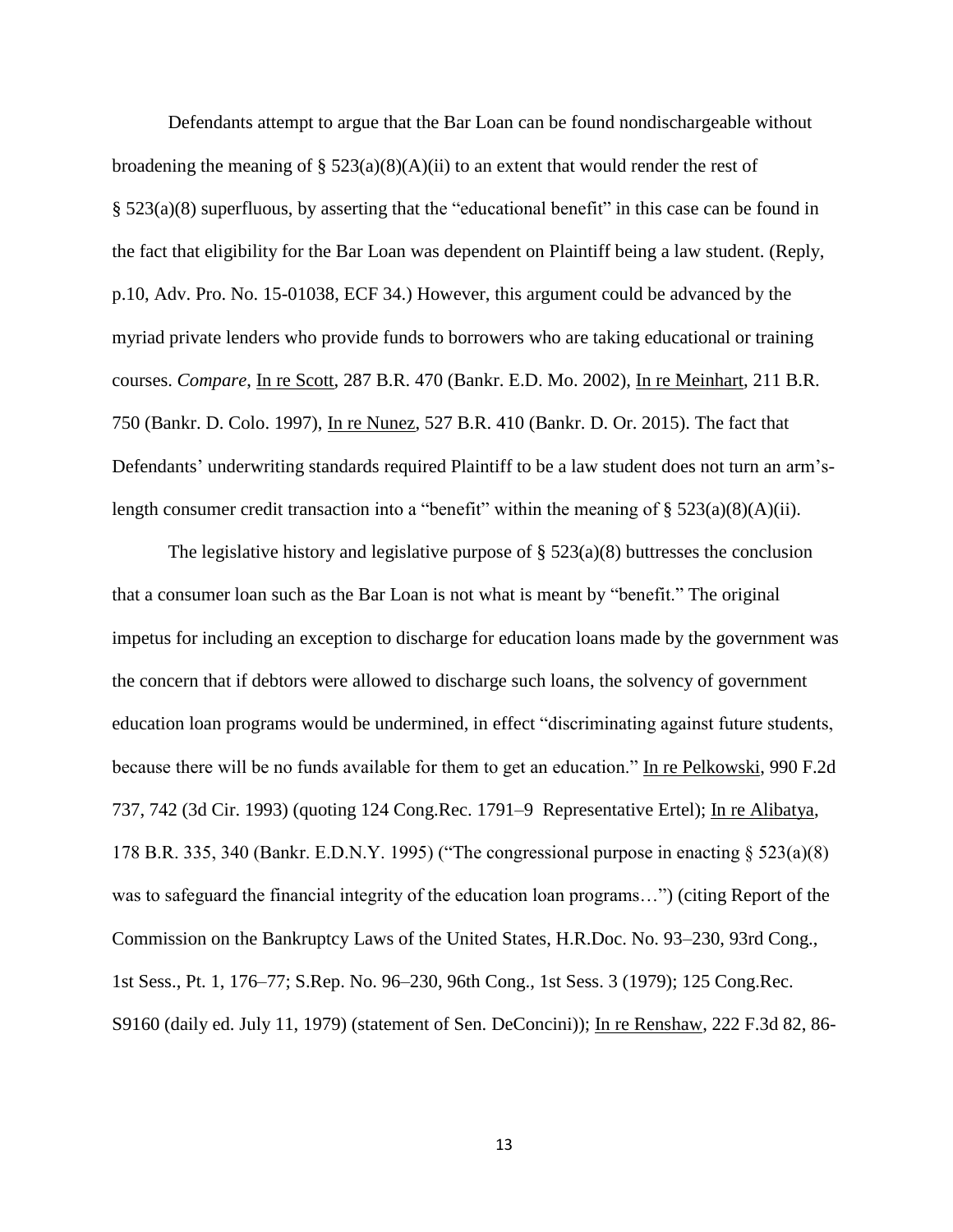Defendants attempt to argue that the Bar Loan can be found nondischargeable without broadening the meaning of § 523(a)(8)(A)(ii) to an extent that would render the rest of § 523(a)(8) superfluous, by asserting that the "educational benefit" in this case can be found in the fact that eligibility for the Bar Loan was dependent on Plaintiff being a law student. (Reply, p.10, Adv. Pro. No. 15-01038, ECF 34.) However, this argument could be advanced by the myriad private lenders who provide funds to borrowers who are taking educational or training courses. *Compare*, In re Scott, 287 B.R. 470 (Bankr. E.D. Mo. 2002), In re Meinhart, 211 B.R. 750 (Bankr. D. Colo. 1997), In re Nunez, 527 B.R. 410 (Bankr. D. Or. 2015). The fact that Defendants' underwriting standards required Plaintiff to be a law student does not turn an arm's-length consumer credit transaction into a "benefit" within the meaning of § 523(a)(8)(A)(ii).

The legislative history and legislative purpose of § 523(a)(8) buttresses the conclusion that a consumer loan such as the Bar Loan is not what is meant by "benefit." The original impetus for including an exception to discharge for education loans made by the government was the concern that if debtors were allowed to discharge such loans, the solvency of government education loan programs would be undermined, in effect "discriminating against future students, because there will be no funds available for them to get an education." In re Pelkowski, 990 F.2d 737, 742 (3d Cir. 1993) (quoting 124 Cong.Rec. 1791–9 Representative Ertel); In re Alibatya, 178 B.R. 335, 340 (Bankr. E.D.N.Y. 1995) ("The congressional purpose in enacting § 523(a)(8) was to safeguard the financial integrity of the education loan programs…") (citing Report of the Commission on the Bankruptcy Laws of the United States, H.R.Doc. No. 93–230, 93rd Cong., 1st Sess., Pt. 1, 176–77; S.Rep. No. 96–230, 96th Cong., 1st Sess. 3 (1979); 125 Cong.Rec. S9160 (daily ed. July 11, 1979) (statement of Sen. DeConcini)); In re Renshaw, 222 F.3d 82, 86-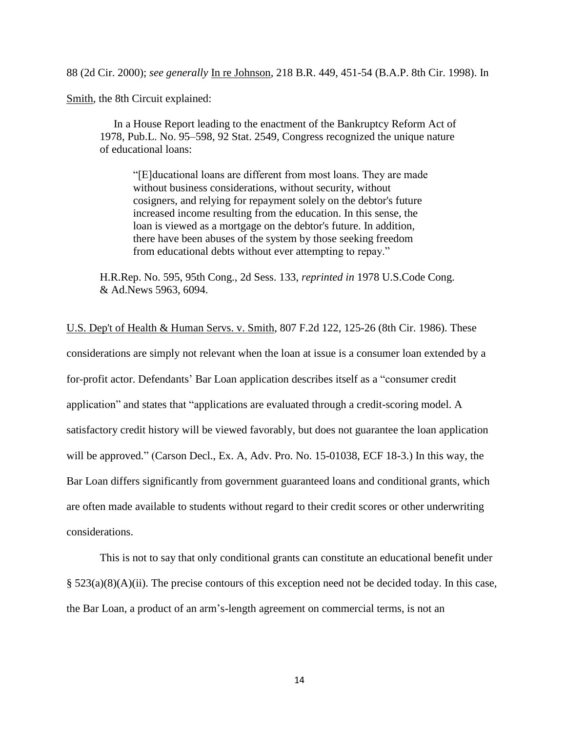88 (2d Cir. 2000); *see generally* In re Johnson, 218 B.R. 449, 451-54 (B.A.P. 8th Cir. 1998). In Smith, the 8th Circuit explained:

> In a House Report leading to the enactment of the Bankruptcy Reform Act of 1978, Pub.L. No. 95–598, 92 Stat. 2549, Congress recognized the unique nature of educational loans:
>
> > "[E]ducational loans are different from most loans. They are made without business considerations, without security, without cosigners, and relying for repayment solely on the debtor's future increased income resulting from the education. In this sense, the loan is viewed as a mortgage on the debtor's future. In addition, there have been abuses of the system by those seeking freedom from educational debts without ever attempting to repay."
>
> H.R.Rep. No. 595, 95th Cong., 2d Sess. 133, *reprinted in* 1978 U.S.Code Cong. & Ad.News 5963, 6094.

U.S. Dep't of Health & Human Servs. v. Smith, 807 F.2d 122, 125-26 (8th Cir. 1986). These considerations are simply not relevant when the loan at issue is a consumer loan extended by a for-profit actor. Defendants' Bar Loan application describes itself as a "consumer credit application" and states that "applications are evaluated through a credit-scoring model. A satisfactory credit history will be viewed favorably, but does not guarantee the loan application will be approved." (Carson Decl., Ex. A, Adv. Pro. No. 15-01038, ECF 18-3.) In this way, the Bar Loan differs significantly from government guaranteed loans and conditional grants, which are often made available to students without regard to their credit scores or other underwriting considerations.

This is not to say that only conditional grants can constitute an educational benefit under § 523(a)(8)(A)(ii). The precise contours of this exception need not be decided today. In this case, the Bar Loan, a product of an arm's-length agreement on commercial terms, is not an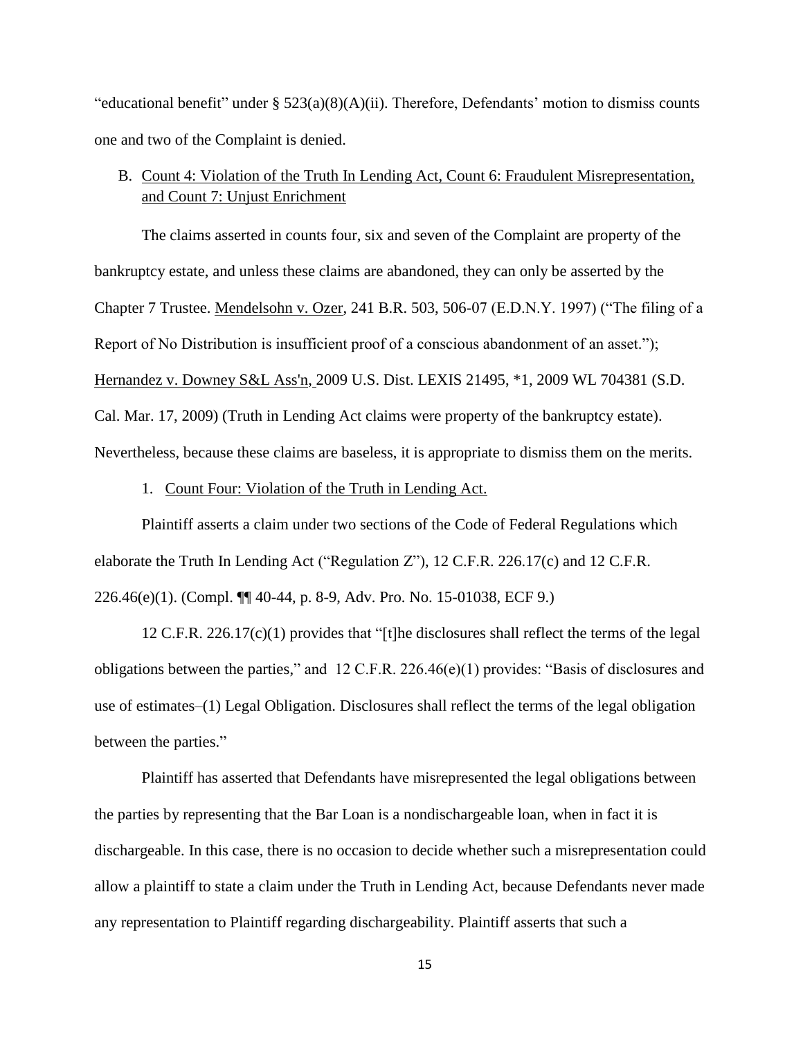"educational benefit" under § 523(a)(8)(A)(ii). Therefore, Defendants' motion to dismiss counts one and two of the Complaint is denied.

B. <u>Count 4: Violation of the Truth In Lending Act, Count 6: Fraudulent Misrepresentation, and Count 7: Unjust Enrichment</u>

The claims asserted in counts four, six and seven of the Complaint are property of the bankruptcy estate, and unless these claims are abandoned, they can only be asserted by the Chapter 7 Trustee. <u>Mendelsohn v. Ozer</u>, 241 B.R. 503, 506-07 (E.D.N.Y. 1997) ("The filing of a Report of No Distribution is insufficient proof of a conscious abandonment of an asset."); <u>Hernandez v. Downey S&L Ass'n,</u> 2009 U.S. Dist. LEXIS 21495, *1, 2009 WL 704381 (S.D. Cal. Mar. 17, 2009) (Truth in Lending Act claims were property of the bankruptcy estate). Nevertheless, because these claims are baseless, it is appropriate to dismiss them on the merits.

1. <u>Count Four: Violation of the Truth in Lending Act.</u>

Plaintiff asserts a claim under two sections of the Code of Federal Regulations which elaborate the Truth In Lending Act ("Regulation Z"), 12 C.F.R. 226.17(c) and 12 C.F.R. 226.46(e)(1). (Compl. ¶¶ 40-44, p. 8-9, Adv. Pro. No. 15-01038, ECF 9.)

12 C.F.R. 226.17(c)(1) provides that "[t]he disclosures shall reflect the terms of the legal obligations between the parties," and 12 C.F.R. 226.46(e)(1) provides: "Basis of disclosures and use of estimates–(1) Legal Obligation. Disclosures shall reflect the terms of the legal obligation between the parties."

Plaintiff has asserted that Defendants have misrepresented the legal obligations between the parties by representing that the Bar Loan is a nondischargeable loan, when in fact it is dischargeable. In this case, there is no occasion to decide whether such a misrepresentation could allow a plaintiff to state a claim under the Truth in Lending Act, because Defendants never made any representation to Plaintiff regarding dischargeability. Plaintiff asserts that such a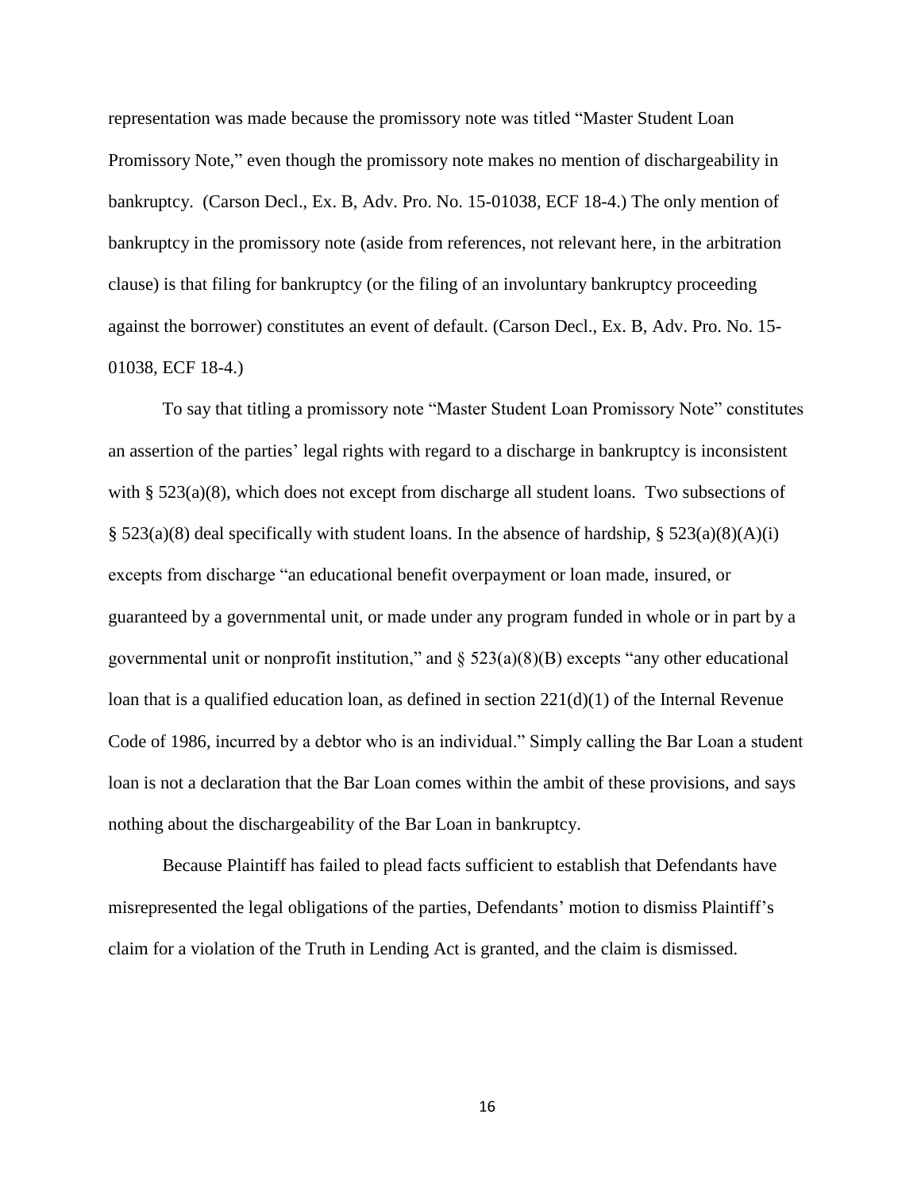representation was made because the promissory note was titled "Master Student Loan Promissory Note," even though the promissory note makes no mention of dischargeability in bankruptcy. (Carson Decl., Ex. B, Adv. Pro. No. 15-01038, ECF 18-4.) The only mention of bankruptcy in the promissory note (aside from references, not relevant here, in the arbitration clause) is that filing for bankruptcy (or the filing of an involuntary bankruptcy proceeding against the borrower) constitutes an event of default. (Carson Decl., Ex. B, Adv. Pro. No. 15-01038, ECF 18-4.)

To say that titling a promissory note "Master Student Loan Promissory Note" constitutes an assertion of the parties' legal rights with regard to a discharge in bankruptcy is inconsistent with § 523(a)(8), which does not except from discharge all student loans. Two subsections of § 523(a)(8) deal specifically with student loans. In the absence of hardship, § 523(a)(8)(A)(i) excepts from discharge "an educational benefit overpayment or loan made, insured, or guaranteed by a governmental unit, or made under any program funded in whole or in part by a governmental unit or nonprofit institution," and § 523(a)(8)(B) excepts "any other educational loan that is a qualified education loan, as defined in section 221(d)(1) of the Internal Revenue Code of 1986, incurred by a debtor who is an individual." Simply calling the Bar Loan a student loan is not a declaration that the Bar Loan comes within the ambit of these provisions, and says nothing about the dischargeability of the Bar Loan in bankruptcy.

Because Plaintiff has failed to plead facts sufficient to establish that Defendants have misrepresented the legal obligations of the parties, Defendants' motion to dismiss Plaintiff's claim for a violation of the Truth in Lending Act is granted, and the claim is dismissed.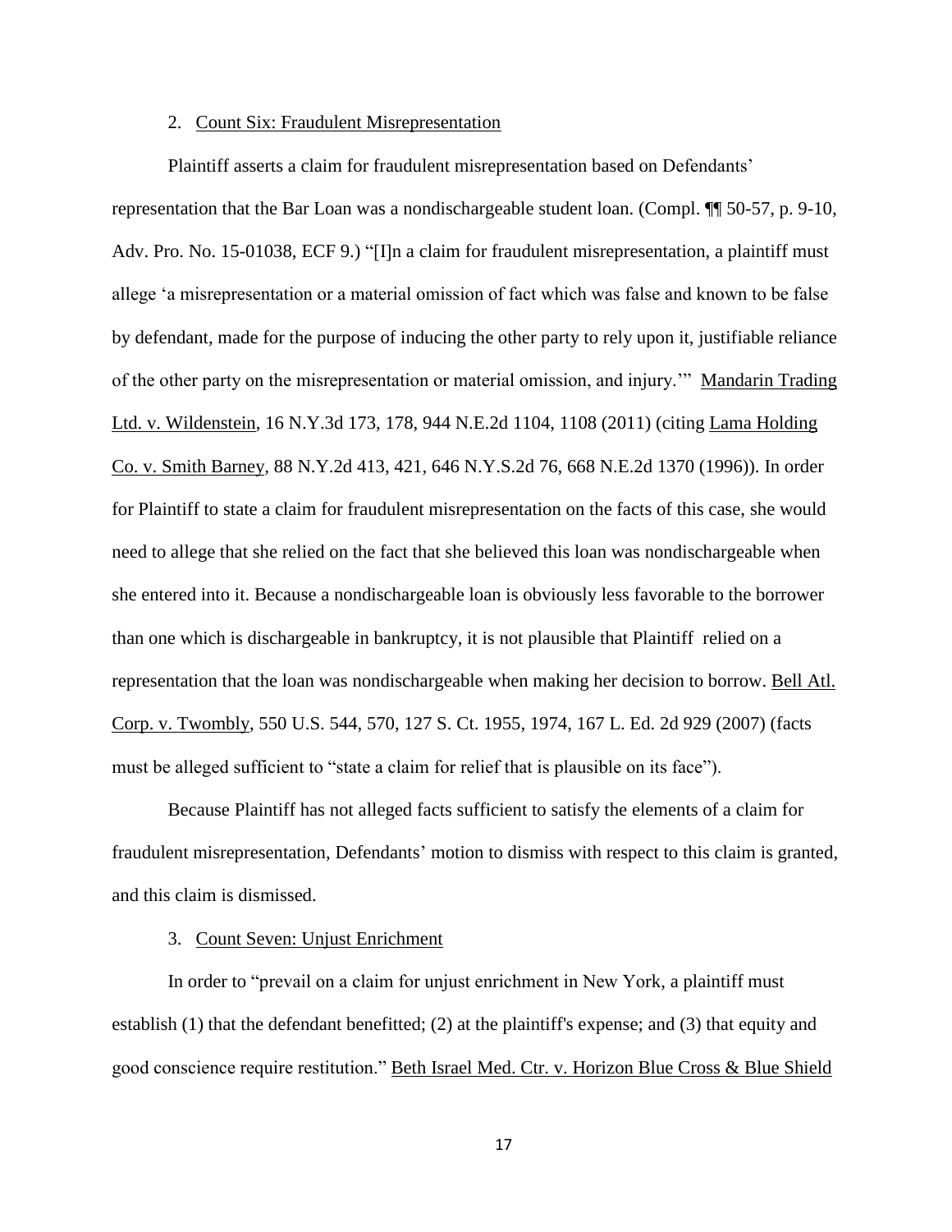2. Count Six: Fraudulent Misrepresentation

Plaintiff asserts a claim for fraudulent misrepresentation based on Defendants' representation that the Bar Loan was a nondischargeable student loan. (Compl. ¶¶ 50-57, p. 9-10, Adv. Pro. No. 15-01038, ECF 9.) "[I]n a claim for fraudulent misrepresentation, a plaintiff must allege 'a misrepresentation or a material omission of fact which was false and known to be false by defendant, made for the purpose of inducing the other party to rely upon it, justifiable reliance of the other party on the misrepresentation or material omission, and injury.'" Mandarin Trading Ltd. v. Wildenstein, 16 N.Y.3d 173, 178, 944 N.E.2d 1104, 1108 (2011) (citing Lama Holding Co. v. Smith Barney, 88 N.Y.2d 413, 421, 646 N.Y.S.2d 76, 668 N.E.2d 1370 (1996)). In order for Plaintiff to state a claim for fraudulent misrepresentation on the facts of this case, she would need to allege that she relied on the fact that she believed this loan was nondischargeable when she entered into it. Because a nondischargeable loan is obviously less favorable to the borrower than one which is dischargeable in bankruptcy, it is not plausible that Plaintiff relied on a representation that the loan was nondischargeable when making her decision to borrow. Bell Atl. Corp. v. Twombly, 550 U.S. 544, 570, 127 S. Ct. 1955, 1974, 167 L. Ed. 2d 929 (2007) (facts must be alleged sufficient to "state a claim for relief that is plausible on its face").

Because Plaintiff has not alleged facts sufficient to satisfy the elements of a claim for fraudulent misrepresentation, Defendants' motion to dismiss with respect to this claim is granted, and this claim is dismissed.

3. Count Seven: Unjust Enrichment

In order to "prevail on a claim for unjust enrichment in New York, a plaintiff must establish (1) that the defendant benefitted; (2) at the plaintiff's expense; and (3) that equity and good conscience require restitution." Beth Israel Med. Ctr. v. Horizon Blue Cross & Blue Shield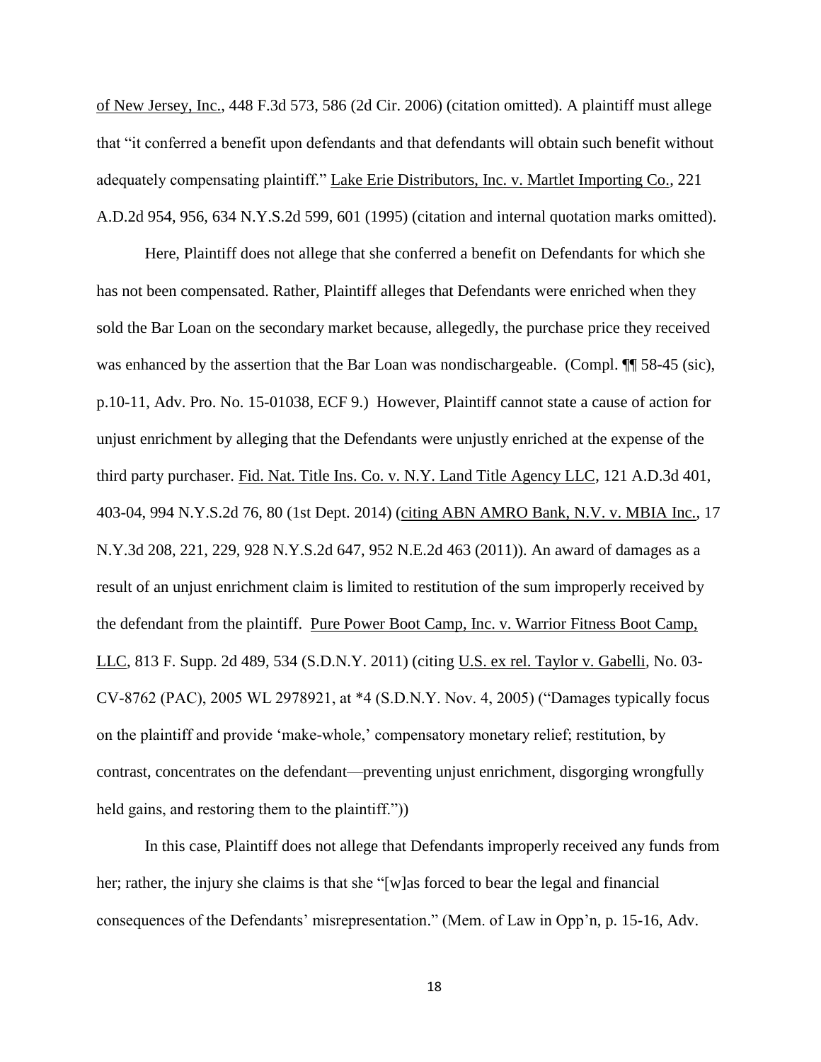of New Jersey, Inc., 448 F.3d 573, 586 (2d Cir. 2006) (citation omitted). A plaintiff must allege that "it conferred a benefit upon defendants and that defendants will obtain such benefit without adequately compensating plaintiff." Lake Erie Distributors, Inc. v. Martlet Importing Co., 221 A.D.2d 954, 956, 634 N.Y.S.2d 599, 601 (1995) (citation and internal quotation marks omitted).

Here, Plaintiff does not allege that she conferred a benefit on Defendants for which she has not been compensated. Rather, Plaintiff alleges that Defendants were enriched when they sold the Bar Loan on the secondary market because, allegedly, the purchase price they received was enhanced by the assertion that the Bar Loan was nondischargeable. (Compl. ¶¶ 58-45 (sic), p.10-11, Adv. Pro. No. 15-01038, ECF 9.) However, Plaintiff cannot state a cause of action for unjust enrichment by alleging that the Defendants were unjustly enriched at the expense of the third party purchaser. Fid. Nat. Title Ins. Co. v. N.Y. Land Title Agency LLC, 121 A.D.3d 401, 403-04, 994 N.Y.S.2d 76, 80 (1st Dept. 2014) (citing ABN AMRO Bank, N.V. v. MBIA Inc., 17 N.Y.3d 208, 221, 229, 928 N.Y.S.2d 647, 952 N.E.2d 463 (2011)). An award of damages as a result of an unjust enrichment claim is limited to restitution of the sum improperly received by the defendant from the plaintiff. Pure Power Boot Camp, Inc. v. Warrior Fitness Boot Camp, LLC, 813 F. Supp. 2d 489, 534 (S.D.N.Y. 2011) (citing U.S. ex rel. Taylor v. Gabelli, No. 03-CV-8762 (PAC), 2005 WL 2978921, at *4 (S.D.N.Y. Nov. 4, 2005) ("Damages typically focus on the plaintiff and provide 'make-whole,' compensatory monetary relief; restitution, by contrast, concentrates on the defendant—preventing unjust enrichment, disgorging wrongfully held gains, and restoring them to the plaintiff."))

In this case, Plaintiff does not allege that Defendants improperly received any funds from her; rather, the injury she claims is that she "[w]as forced to bear the legal and financial consequences of the Defendants' misrepresentation." (Mem. of Law in Opp'n, p. 15-16, Adv.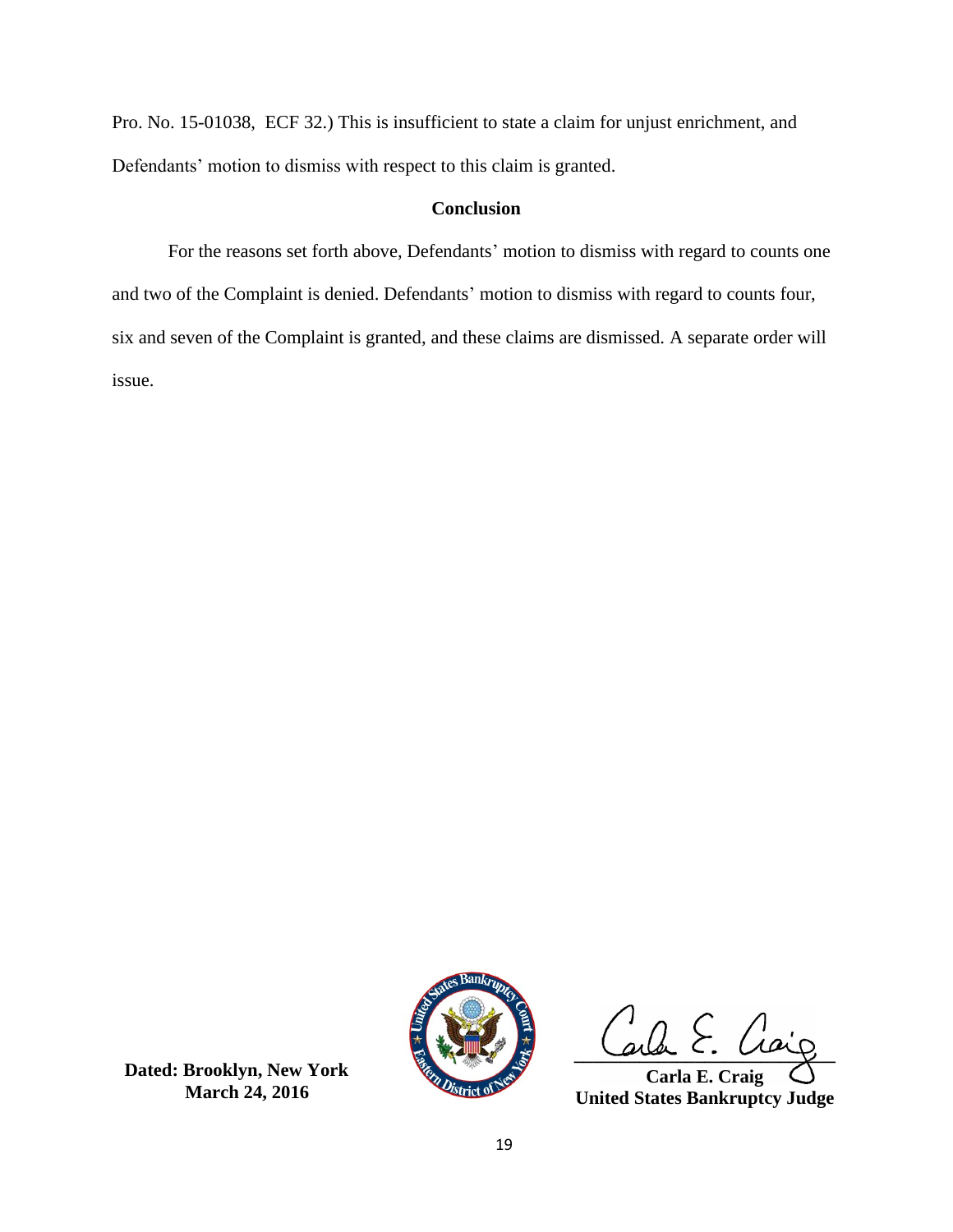Pro. No. 15-01038, ECF 32.) This is insufficient to state a claim for unjust enrichment, and Defendants' motion to dismiss with respect to this claim is granted.

## Conclusion

For the reasons set forth above, Defendants' motion to dismiss with regard to counts one and two of the Complaint is denied. Defendants' motion to dismiss with regard to counts four, six and seven of the Complaint is granted, and these claims are dismissed. A separate order will issue.

**Dated: Brooklyn, New York**
**March 24, 2016**

**Carla E. Craig**
**United States Bankruptcy Judge**